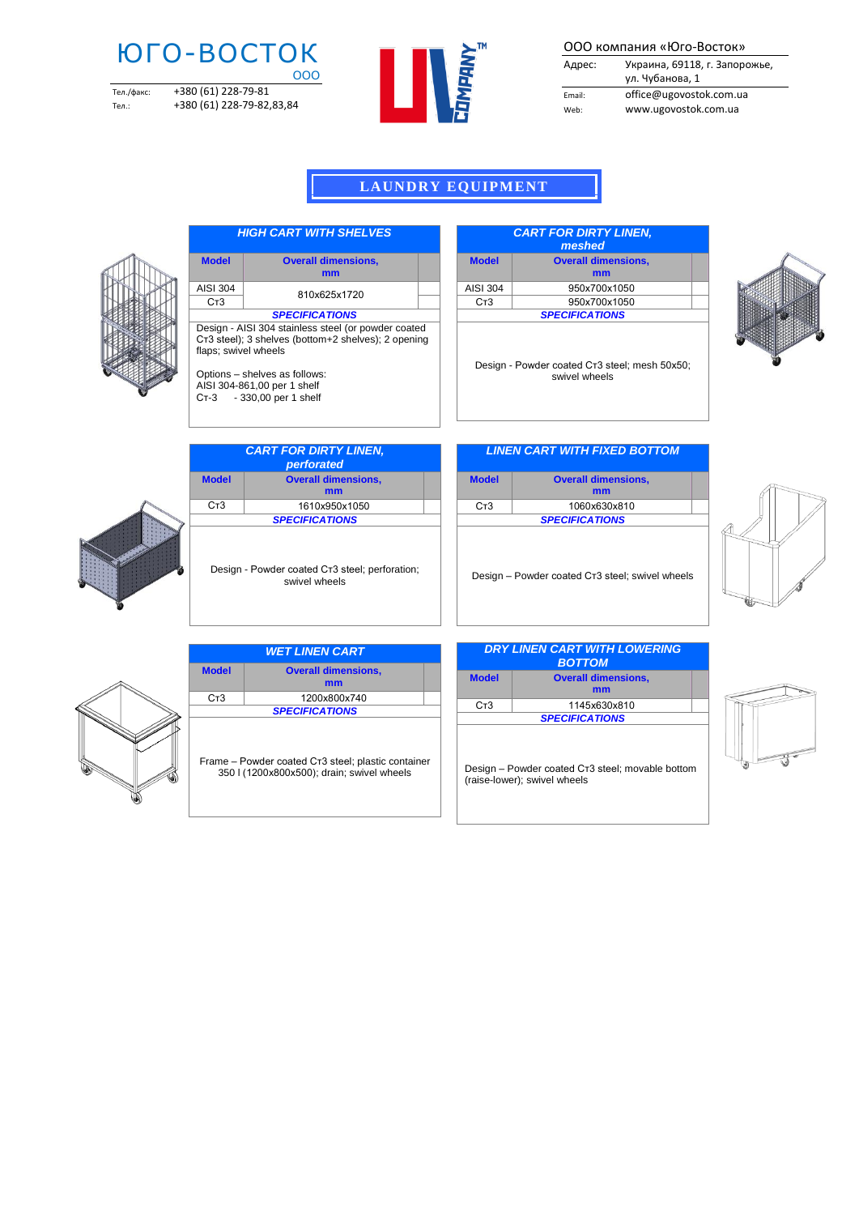ЮГО-ВОСТОК
ООО

| | |
|---|---|
| Тел./факс: | +380 (61) 228-79-81 |
| Тел.: | +380 (61) 228-79-82,83,84 |

ООО компания «Юго-Восток»

| | |
|---|---|
| Адрес: | Украина, 69118, г. Запорожье, ул. Чубанова, 1 |
| Email: | office@ugovostok.com.ua |
| Web: | www.ugovostok.com.ua |

# LAUNDRY EQUIPMENT

## HIGH CART WITH SHELVES

| Model | Overall dimensions, mm |
|---|---|
| AISI 304 | 810x625x1720 |
| Ст3 | |

**SPECIFICATIONS**

Design - AISI 304 stainless steel (or powder coated Ст3 steel); 3 shelves (bottom+2 shelves); 2 opening flaps; swivel wheels

Options – shelves as follows:
AISI 304-861,00 per 1 shelf
Ст-3 - 330,00 per 1 shelf

## CART FOR DIRTY LINEN, meshed

| Model | Overall dimensions, mm |
|---|---|
| AISI 304 | 950x700x1050 |
| Ст3 | 950x700x1050 |

**SPECIFICATIONS**

Design - Powder coated Ст3 steel; mesh 50x50; swivel wheels

## CART FOR DIRTY LINEN, perforated

| Model | Overall dimensions, mm |
|---|---|
| Ст3 | 1610x950x1050 |

**SPECIFICATIONS**

Design - Powder coated Ст3 steel; perforation; swivel wheels

## LINEN CART WITH FIXED BOTTOM

| Model | Overall dimensions, mm |
|---|---|
| Ст3 | 1060x630x810 |

**SPECIFICATIONS**

Design – Powder coated Ст3 steel; swivel wheels

## WET LINEN CART

| Model | Overall dimensions, mm |
|---|---|
| Ст3 | 1200x800x740 |

**SPECIFICATIONS**

Frame – Powder coated Ст3 steel; plastic container 350 l (1200x800x500); drain; swivel wheels

## DRY LINEN CART WITH LOWERING BOTTOM

| Model | Overall dimensions, mm |
|---|---|
| Ст3 | 1145x630x810 |

**SPECIFICATIONS**

Design – Powder coated Ст3 steel; movable bottom (raise-lower); swivel wheels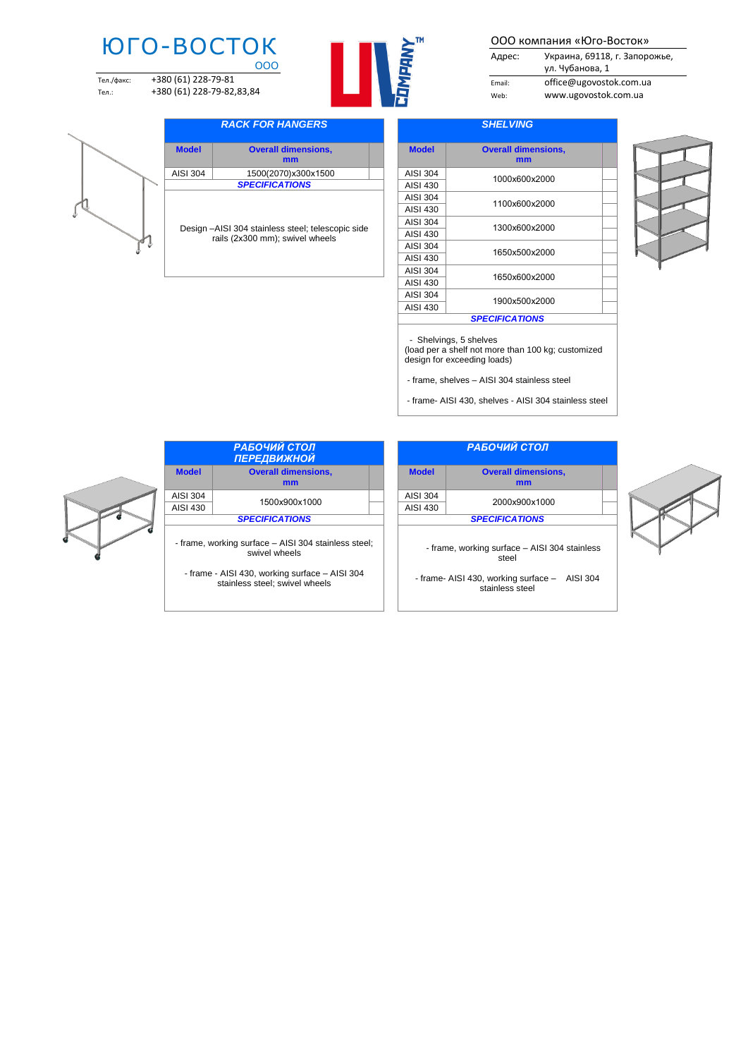# ЮГО-ВОСТОК
ООО

Тел./факс: +380 (61) 228-79-81
Тел.: +380 (61) 228-79-82,83,84

## ООО компания «Юго-Восток»

| | |
|---|---|
| Адрес: | Украина, 69118, г. Запорожье, ул. Чубанова, 1 |
| Email: | office@ugovostok.com.ua |
| Web: | www.ugovostok.com.ua |

### RACK FOR HANGERS

| Model | Overall dimensions, mm |
|---|---|
| AISI 304 | 1500(2070)x300x1500 |

**SPECIFICATIONS**

Design –AISI 304 stainless steel; telescopic side rails (2x300 mm); swivel wheels

### SHELVING

| Model | Overall dimensions, mm |
|---|---|
| AISI 304 | 1000x600x2000 |
| AISI 430 | |
| AISI 304 | 1100x600x2000 |
| AISI 430 | |
| AISI 304 | 1300x600x2000 |
| AISI 430 | |
| AISI 304 | 1650x500x2000 |
| AISI 430 | |
| AISI 304 | 1650x600x2000 |
| AISI 430 | |
| AISI 304 | 1900x500x2000 |
| AISI 430 | |

**SPECIFICATIONS**

- Shelvings, 5 shelves
(load per a shelf not more than 100 kg; customized design for exceeding loads)

- frame, shelves – AISI 304 stainless steel

- frame- AISI 430, shelves - AISI 304 stainless steel

### РАБОЧИЙ СТОЛ ПЕРЕДВИЖНОЙ

| Model | Overall dimensions, mm |
|---|---|
| AISI 304 | 1500x900x1000 |
| AISI 430 | |

**SPECIFICATIONS**

- frame, working surface – AISI 304 stainless steel; swivel wheels

- frame - AISI 430, working surface – AISI 304 stainless steel; swivel wheels

### РАБОЧИЙ СТОЛ

| Model | Overall dimensions, mm |
|---|---|
| AISI 304 | 2000x900x1000 |
| AISI 430 | |

**SPECIFICATIONS**

- frame, working surface – AISI 304 stainless steel

- frame- AISI 430, working surface – AISI 304 stainless steel